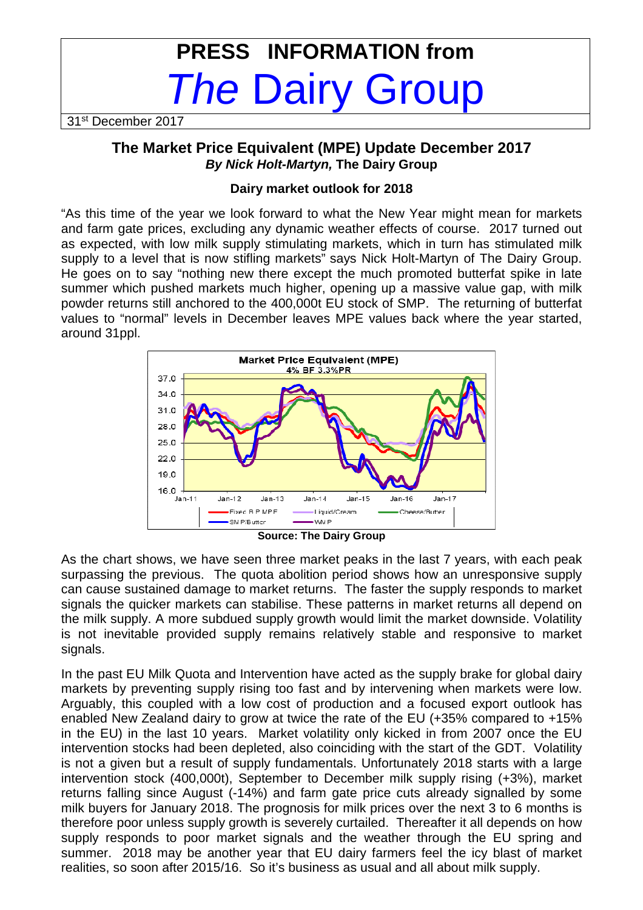# PRESS INFORMATION from *The* Dairy Group

31st December 2017

## The Market Price Equivalent (MPE) Update December 2017

***By Nick Holt-Martyn,* The Dairy Group**

### Dairy market outlook for 2018

"As this time of the year we look forward to what the New Year might mean for markets and farm gate prices, excluding any dynamic weather effects of course. 2017 turned out as expected, with low milk supply stimulating markets, which in turn has stimulated milk supply to a level that is now stifling markets" says Nick Holt-Martyn of The Dairy Group. He goes on to say "nothing new there except the much promoted butterfat spike in late summer which pushed markets much higher, opening up a massive value gap, with milk powder returns still anchored to the 400,000t EU stock of SMP. The returning of butterfat values to "normal" levels in December leaves MPE values back where the year started, around 31ppl.

**Source: The Dairy Group**

As the chart shows, we have seen three market peaks in the last 7 years, with each peak surpassing the previous. The quota abolition period shows how an unresponsive supply can cause sustained damage to market returns. The faster the supply responds to market signals the quicker markets can stabilise. These patterns in market returns all depend on the milk supply. A more subdued supply growth would limit the market downside. Volatility is not inevitable provided supply remains relatively stable and responsive to market signals.

In the past EU Milk Quota and Intervention have acted as the supply brake for global dairy markets by preventing supply rising too fast and by intervening when markets were low. Arguably, this coupled with a low cost of production and a focused export outlook has enabled New Zealand dairy to grow at twice the rate of the EU (+35% compared to +15% in the EU) in the last 10 years. Market volatility only kicked in from 2007 once the EU intervention stocks had been depleted, also coinciding with the start of the GDT. Volatility is not a given but a result of supply fundamentals. Unfortunately 2018 starts with a large intervention stock (400,000t), September to December milk supply rising (+3%), market returns falling since August (-14%) and farm gate price cuts already signalled by some milk buyers for January 2018. The prognosis for milk prices over the next 3 to 6 months is therefore poor unless supply growth is severely curtailed. Thereafter it all depends on how supply responds to poor market signals and the weather through the EU spring and summer. 2018 may be another year that EU dairy farmers feel the icy blast of market realities, so soon after 2015/16. So it's business as usual and all about milk supply.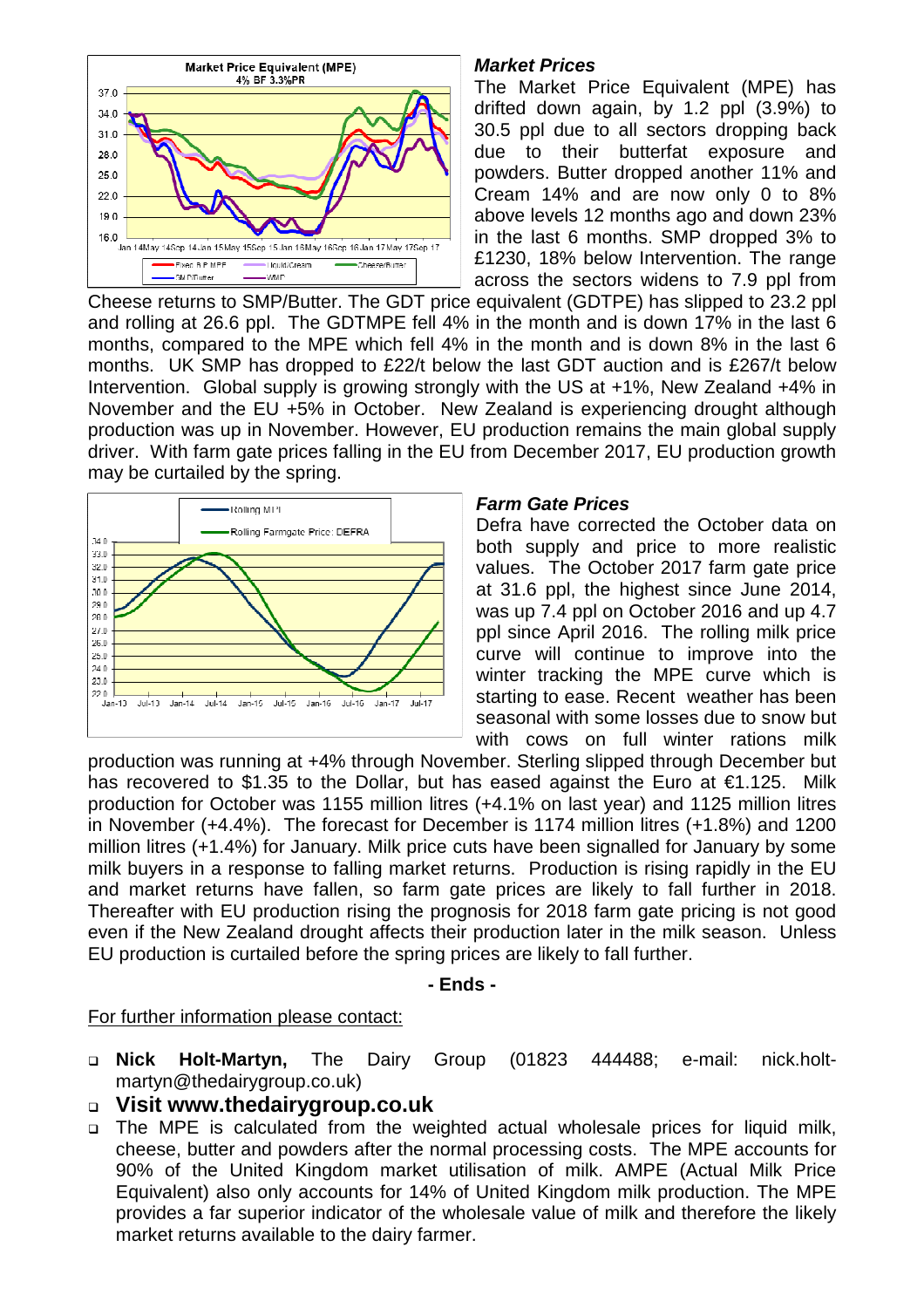Market Price Equivalent (MPE)
4% BF 3.3%PR

37.0
34.0
31.0
28.0
25.0
22.0
19.0
16.0

Jan 14May 14Sep 14Jan 15May 15Sep 15Jan 16May 16Sep 16Jan 17May 17Sep 17

Fixed B P MPE
Liquid/Cream
Cheese/Butter
SMP/Butter
WMP

### *Market Prices*

The Market Price Equivalent (MPE) has drifted down again, by 1.2 ppl (3.9%) to 30.5 ppl due to all sectors dropping back due to their butterfat exposure and powders. Butter dropped another 11% and Cream 14% and are now only 0 to 8% above levels 12 months ago and down 23% in the last 6 months. SMP dropped 3% to £1230, 18% below Intervention. The range across the sectors widens to 7.9 ppl from Cheese returns to SMP/Butter. The GDT price equivalent (GDTPE) has slipped to 23.2 ppl and rolling at 26.6 ppl. The GDTMPE fell 4% in the month and is down 17% in the last 6 months, compared to the MPE which fell 4% in the month and is down 8% in the last 6 months. UK SMP has dropped to £22/t below the last GDT auction and is £267/t below Intervention. Global supply is growing strongly with the US at +1%, New Zealand +4% in November and the EU +5% in October. New Zealand is experiencing drought although production was up in November. However, EU production remains the main global supply driver. With farm gate prices falling in the EU from December 2017, EU production growth may be curtailed by the spring.

Rolling MPE
Rolling Farmgate Price: DEFRA

34.0
33.0
32.0
31.0
30.0
29.0
28.0
27.0
26.0
25.0
24.0
23.0
22.0

Jan-13 Jul-13 Jan-14 Jul-14 Jan-15 Jul-15 Jan-16 Jul-16 Jan-17 Jul-17

### *Farm Gate Prices*

Defra have corrected the October data on both supply and price to more realistic values. The October 2017 farm gate price at 31.6 ppl, the highest since June 2014, was up 7.4 ppl on October 2016 and up 4.7 ppl since April 2016. The rolling milk price curve will continue to improve into the winter tracking the MPE curve which is starting to ease. Recent weather has been seasonal with some losses due to snow but with cows on full winter rations milk production was running at +4% through November. Sterling slipped through December but has recovered to $1.35 to the Dollar, but has eased against the Euro at €1.125. Milk production for October was 1155 million litres (+4.1% on last year) and 1125 million litres in November (+4.4%). The forecast for December is 1174 million litres (+1.8%) and 1200 million litres (+1.4%) for January. Milk price cuts have been signalled for January by some milk buyers in a response to falling market returns. Production is rising rapidly in the EU and market returns have fallen, so farm gate prices are likely to fall further in 2018. Thereafter with EU production rising the prognosis for 2018 farm gate pricing is not good even if the New Zealand drought affects their production later in the milk season. Unless EU production is curtailed before the spring prices are likely to fall further.

**- Ends -**

For further information please contact:

- **Nick Holt-Martyn,** The Dairy Group (01823 444488; e-mail: nick.holt-martyn@thedairygroup.co.uk)
- **Visit www.thedairygroup.co.uk**
- The MPE is calculated from the weighted actual wholesale prices for liquid milk, cheese, butter and powders after the normal processing costs. The MPE accounts for 90% of the United Kingdom market utilisation of milk. AMPE (Actual Milk Price Equivalent) also only accounts for 14% of United Kingdom milk production. The MPE provides a far superior indicator of the wholesale value of milk and therefore the likely market returns available to the dairy farmer.